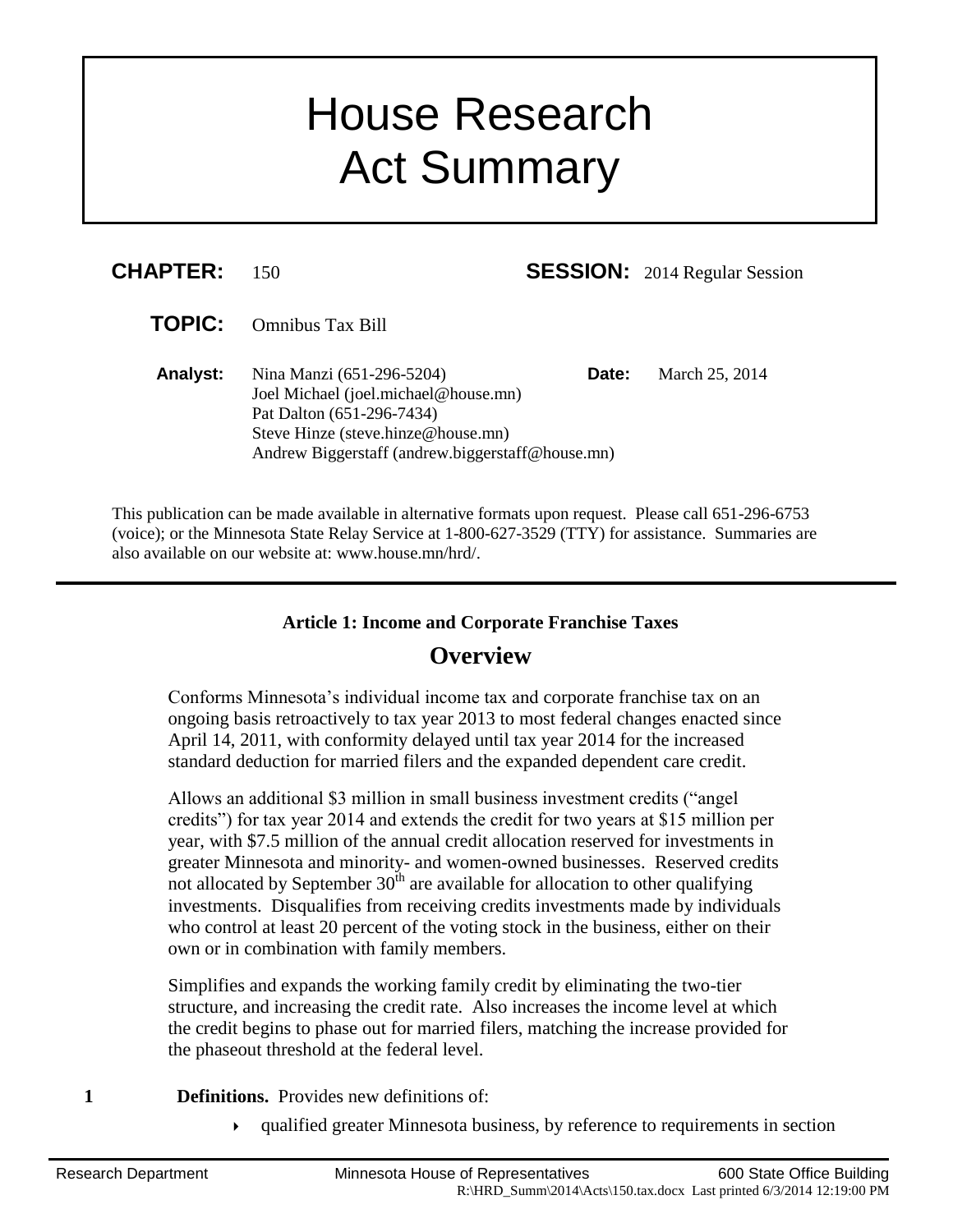# House Research Act Summary

**CHAPTER:** 150 **SESSION:** 2014 Regular Session

**TOPIC:** Omnibus Tax Bill

**Analyst:** Nina Manzi (651-296-5204)
Joel Michael (joel.michael@house.mn)
Pat Dalton (651-296-7434)
Steve Hinze (steve.hinze@house.mn)
Andrew Biggerstaff (andrew.biggerstaff@house.mn)

**Date:** March 25, 2014

This publication can be made available in alternative formats upon request. Please call 651-296-6753 (voice); or the Minnesota State Relay Service at 1-800-627-3529 (TTY) for assistance. Summaries are also available on our website at: www.house.mn/hrd/.

---

**Article 1: Income and Corporate Franchise Taxes**

## Overview

Conforms Minnesota's individual income tax and corporate franchise tax on an ongoing basis retroactively to tax year 2013 to most federal changes enacted since April 14, 2011, with conformity delayed until tax year 2014 for the increased standard deduction for married filers and the expanded dependent care credit.

Allows an additional $3 million in small business investment credits ("angel credits") for tax year 2014 and extends the credit for two years at $15 million per year, with $7.5 million of the annual credit allocation reserved for investments in greater Minnesota and minority- and women-owned businesses. Reserved credits not allocated by September 30th are available for allocation to other qualifying investments. Disqualifies from receiving credits investments made by individuals who control at least 20 percent of the voting stock in the business, either on their own or in combination with family members.

Simplifies and expands the working family credit by eliminating the two-tier structure, and increasing the credit rate. Also increases the income level at which the credit begins to phase out for married filers, matching the increase provided for the phaseout threshold at the federal level.

**1** **Definitions.** Provides new definitions of:

- qualified greater Minnesota business, by reference to requirements in section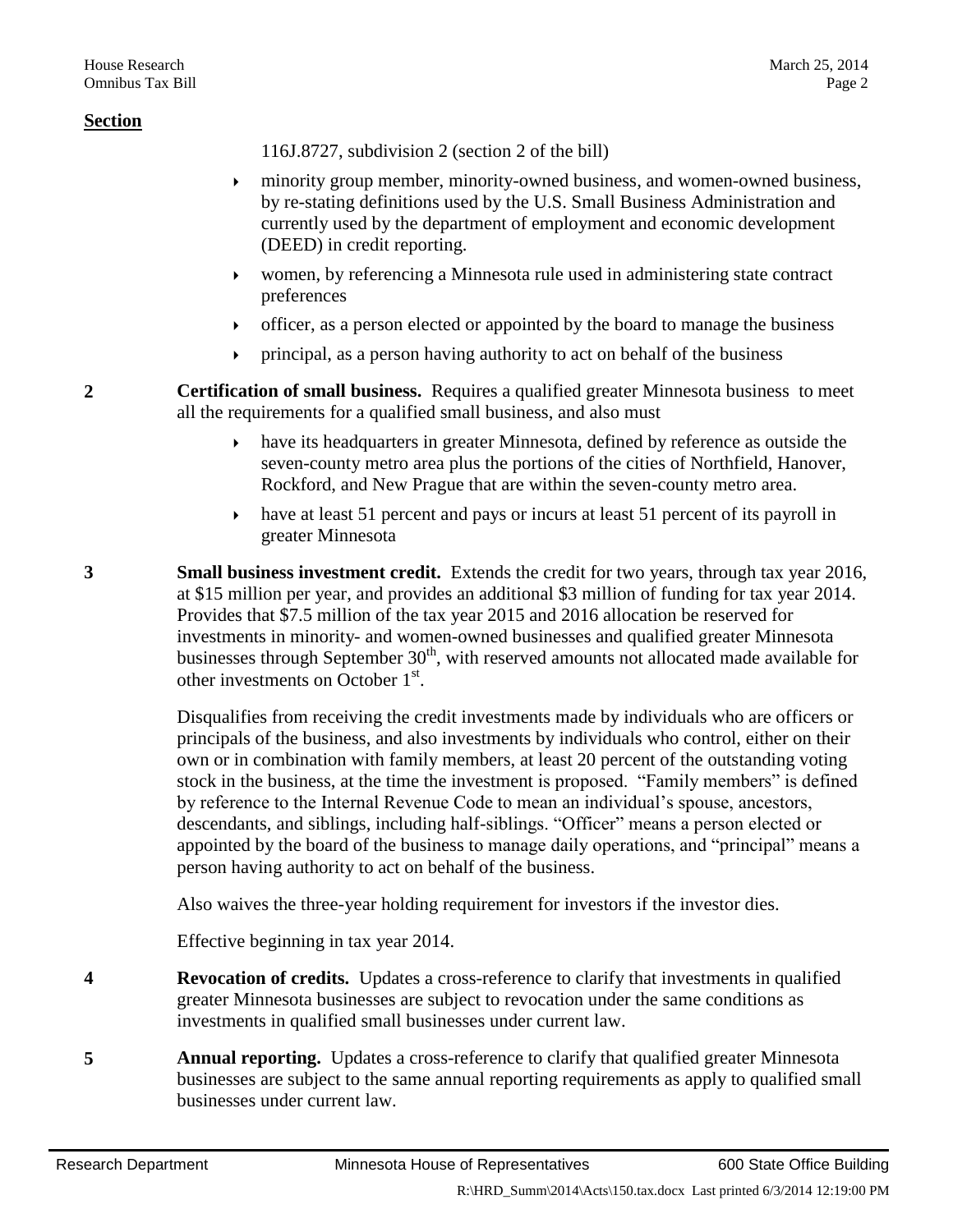**Section**

116J.8727, subdivision 2 (section 2 of the bill)

- minority group member, minority-owned business, and women-owned business, by re-stating definitions used by the U.S. Small Business Administration and currently used by the department of employment and economic development (DEED) in credit reporting.
- women, by referencing a Minnesota rule used in administering state contract preferences
- officer, as a person elected or appointed by the board to manage the business
- principal, as a person having authority to act on behalf of the business

**2** **Certification of small business.** Requires a qualified greater Minnesota business to meet all the requirements for a qualified small business, and also must

- have its headquarters in greater Minnesota, defined by reference as outside the seven-county metro area plus the portions of the cities of Northfield, Hanover, Rockford, and New Prague that are within the seven-county metro area.
- have at least 51 percent and pays or incurs at least 51 percent of its payroll in greater Minnesota

**3** **Small business investment credit.** Extends the credit for two years, through tax year 2016, at $15 million per year, and provides an additional $3 million of funding for tax year 2014. Provides that $7.5 million of the tax year 2015 and 2016 allocation be reserved for investments in minority- and women-owned businesses and qualified greater Minnesota businesses through September 30th, with reserved amounts not allocated made available for other investments on October 1st.

Disqualifies from receiving the credit investments made by individuals who are officers or principals of the business, and also investments by individuals who control, either on their own or in combination with family members, at least 20 percent of the outstanding voting stock in the business, at the time the investment is proposed. "Family members" is defined by reference to the Internal Revenue Code to mean an individual's spouse, ancestors, descendants, and siblings, including half-siblings. "Officer" means a person elected or appointed by the board of the business to manage daily operations, and "principal" means a person having authority to act on behalf of the business.

Also waives the three-year holding requirement for investors if the investor dies.

Effective beginning in tax year 2014.

**4** **Revocation of credits.** Updates a cross-reference to clarify that investments in qualified greater Minnesota businesses are subject to revocation under the same conditions as investments in qualified small businesses under current law.

**5** **Annual reporting.** Updates a cross-reference to clarify that qualified greater Minnesota businesses are subject to the same annual reporting requirements as apply to qualified small businesses under current law.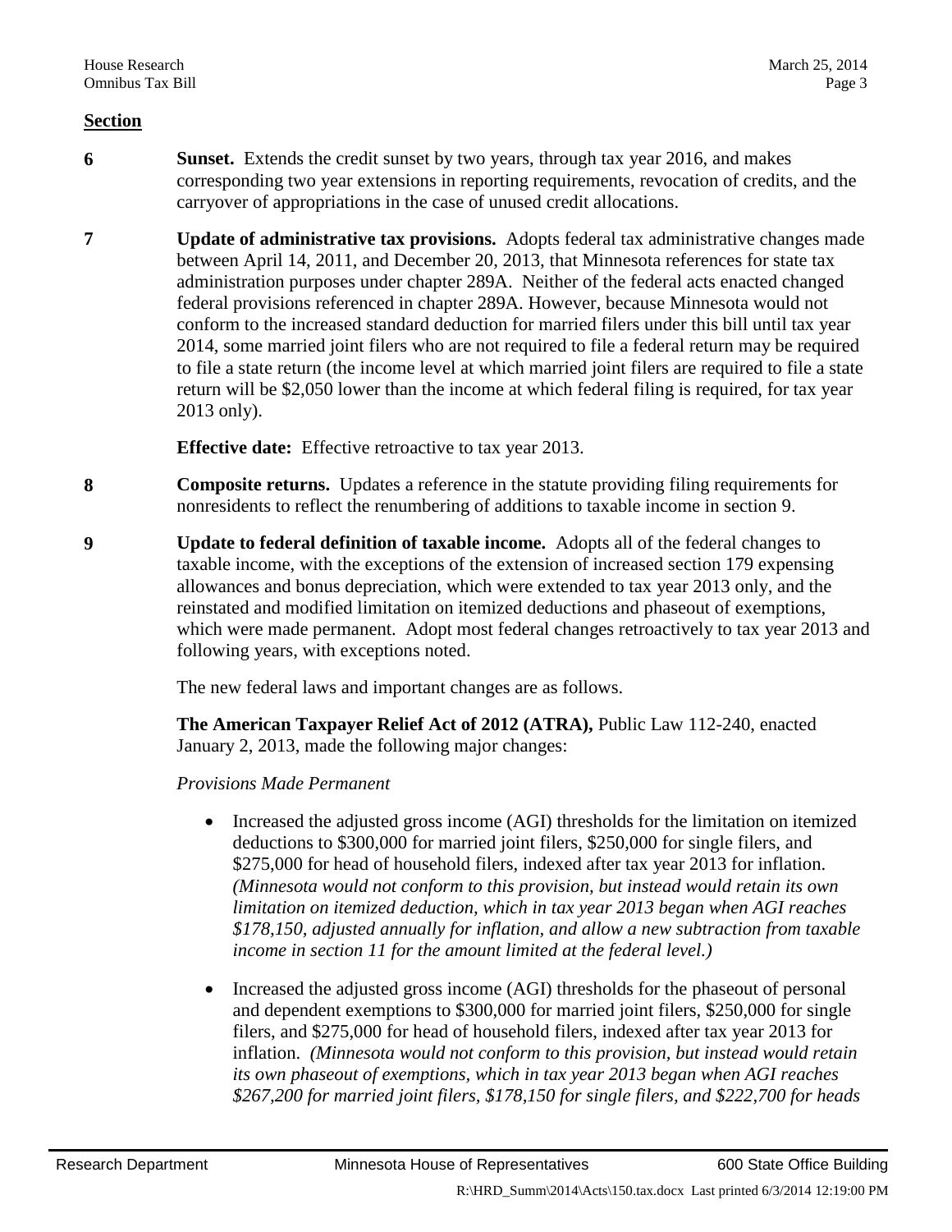**Section**

**6** **Sunset.** Extends the credit sunset by two years, through tax year 2016, and makes corresponding two year extensions in reporting requirements, revocation of credits, and the carryover of appropriations in the case of unused credit allocations.

**7** **Update of administrative tax provisions.** Adopts federal tax administrative changes made between April 14, 2011, and December 20, 2013, that Minnesota references for state tax administration purposes under chapter 289A. Neither of the federal acts enacted changed federal provisions referenced in chapter 289A. However, because Minnesota would not conform to the increased standard deduction for married filers under this bill until tax year 2014, some married joint filers who are not required to file a federal return may be required to file a state return (the income level at which married joint filers are required to file a state return will be $2,050 lower than the income at which federal filing is required, for tax year 2013 only).

**Effective date:** Effective retroactive to tax year 2013.

**8** **Composite returns.** Updates a reference in the statute providing filing requirements for nonresidents to reflect the renumbering of additions to taxable income in section 9.

**9** **Update to federal definition of taxable income.** Adopts all of the federal changes to taxable income, with the exceptions of the extension of increased section 179 expensing allowances and bonus depreciation, which were extended to tax year 2013 only, and the reinstated and modified limitation on itemized deductions and phaseout of exemptions, which were made permanent. Adopt most federal changes retroactively to tax year 2013 and following years, with exceptions noted.

The new federal laws and important changes are as follows.

**The American Taxpayer Relief Act of 2012 (ATRA),** Public Law 112-240, enacted January 2, 2013, made the following major changes:

*Provisions Made Permanent*

- Increased the adjusted gross income (AGI) thresholds for the limitation on itemized deductions to $300,000 for married joint filers, $250,000 for single filers, and $275,000 for head of household filers, indexed after tax year 2013 for inflation. *(Minnesota would not conform to this provision, but instead would retain its own limitation on itemized deduction, which in tax year 2013 began when AGI reaches $178,150, adjusted annually for inflation, and allow a new subtraction from taxable income in section 11 for the amount limited at the federal level.)*
- Increased the adjusted gross income (AGI) thresholds for the phaseout of personal and dependent exemptions to $300,000 for married joint filers, $250,000 for single filers, and $275,000 for head of household filers, indexed after tax year 2013 for inflation. *(Minnesota would not conform to this provision, but instead would retain its own phaseout of exemptions, which in tax year 2013 began when AGI reaches $267,200 for married joint filers, $178,150 for single filers, and $222,700 for heads*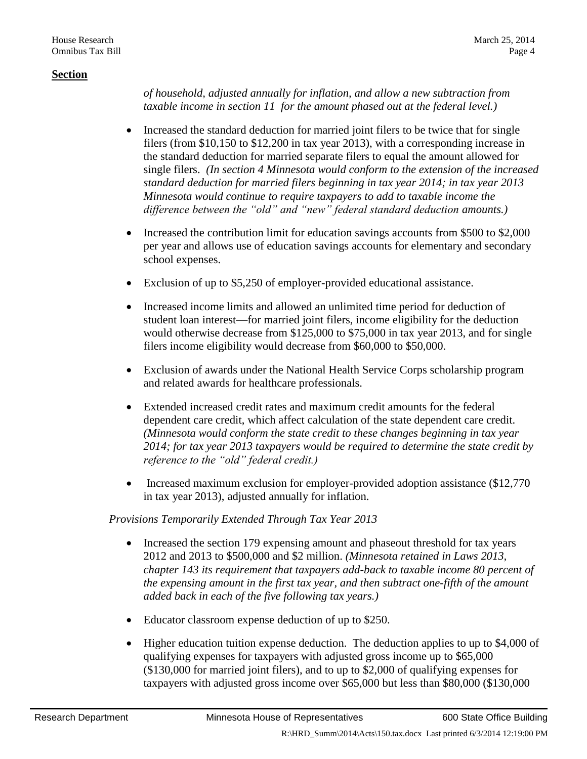**Section**

*of household, adjusted annually for inflation, and allow a new subtraction from taxable income in section 11 for the amount phased out at the federal level.)*

- Increased the standard deduction for married joint filers to be twice that for single filers (from $10,150 to $12,200 in tax year 2013), with a corresponding increase in the standard deduction for married separate filers to equal the amount allowed for single filers. *(In section 4 Minnesota would conform to the extension of the increased standard deduction for married filers beginning in tax year 2014; in tax year 2013 Minnesota would continue to require taxpayers to add to taxable income the difference between the "old" and "new" federal standard deduction amounts.)*

- Increased the contribution limit for education savings accounts from $500 to $2,000 per year and allows use of education savings accounts for elementary and secondary school expenses.

- Exclusion of up to $5,250 of employer-provided educational assistance.

- Increased income limits and allowed an unlimited time period for deduction of student loan interest—for married joint filers, income eligibility for the deduction would otherwise decrease from $125,000 to $75,000 in tax year 2013, and for single filers income eligibility would decrease from $60,000 to $50,000.

- Exclusion of awards under the National Health Service Corps scholarship program and related awards for healthcare professionals.

- Extended increased credit rates and maximum credit amounts for the federal dependent care credit, which affect calculation of the state dependent care credit. *(Minnesota would conform the state credit to these changes beginning in tax year 2014; for tax year 2013 taxpayers would be required to determine the state credit by reference to the "old" federal credit.)*

- Increased maximum exclusion for employer-provided adoption assistance ($12,770 in tax year 2013), adjusted annually for inflation.

*Provisions Temporarily Extended Through Tax Year 2013*

- Increased the section 179 expensing amount and phaseout threshold for tax years 2012 and 2013 to $500,000 and $2 million. *(Minnesota retained in Laws 2013, chapter 143 its requirement that taxpayers add-back to taxable income 80 percent of the expensing amount in the first tax year, and then subtract one-fifth of the amount added back in each of the five following tax years.)*

- Educator classroom expense deduction of up to $250.

- Higher education tuition expense deduction. The deduction applies to up to $4,000 of qualifying expenses for taxpayers with adjusted gross income up to $65,000 ($130,000 for married joint filers), and to up to $2,000 of qualifying expenses for taxpayers with adjusted gross income over $65,000 but less than $80,000 ($130,000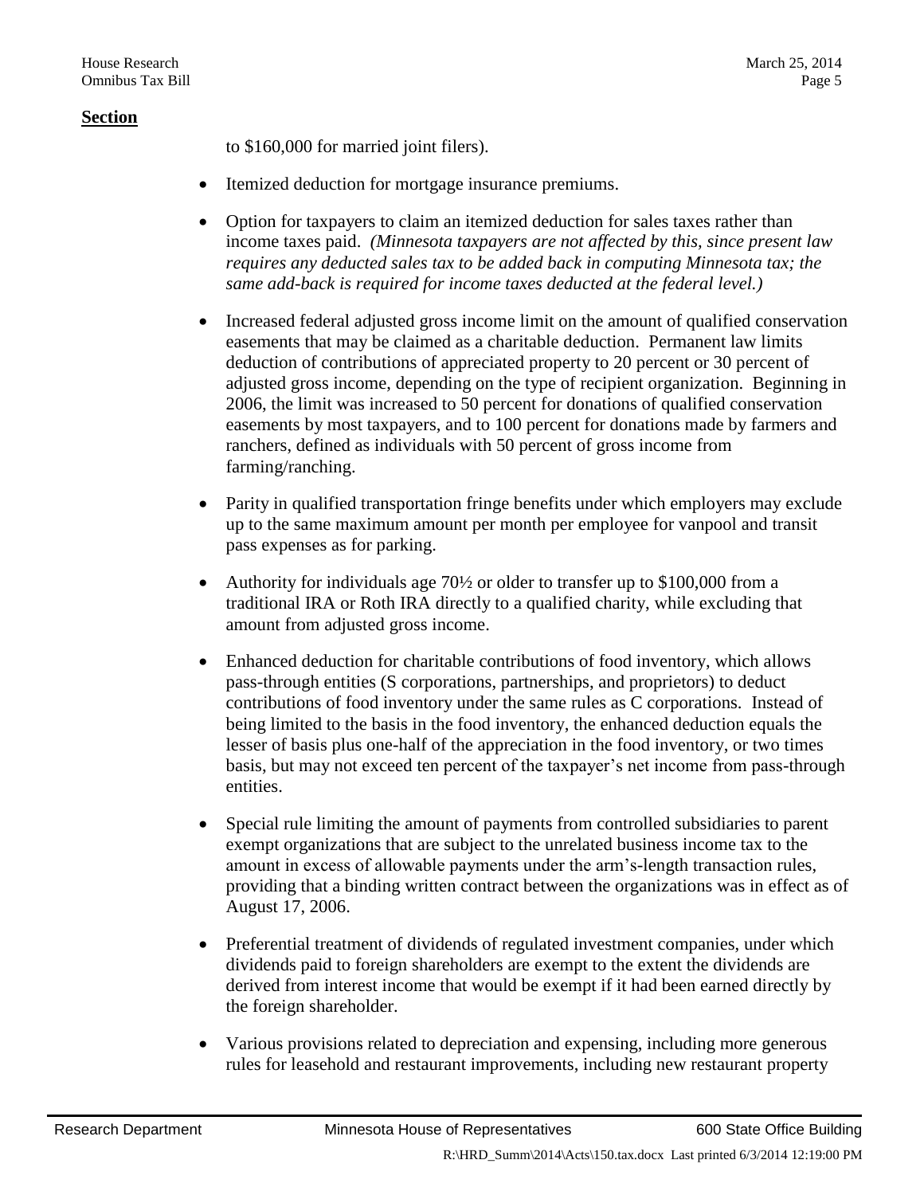**Section**

to $160,000 for married joint filers).

- Itemized deduction for mortgage insurance premiums.
- Option for taxpayers to claim an itemized deduction for sales taxes rather than income taxes paid. *(Minnesota taxpayers are not affected by this, since present law requires any deducted sales tax to be added back in computing Minnesota tax; the same add-back is required for income taxes deducted at the federal level.)*
- Increased federal adjusted gross income limit on the amount of qualified conservation easements that may be claimed as a charitable deduction. Permanent law limits deduction of contributions of appreciated property to 20 percent or 30 percent of adjusted gross income, depending on the type of recipient organization. Beginning in 2006, the limit was increased to 50 percent for donations of qualified conservation easements by most taxpayers, and to 100 percent for donations made by farmers and ranchers, defined as individuals with 50 percent of gross income from farming/ranching.
- Parity in qualified transportation fringe benefits under which employers may exclude up to the same maximum amount per month per employee for vanpool and transit pass expenses as for parking.
- Authority for individuals age 70½ or older to transfer up to $100,000 from a traditional IRA or Roth IRA directly to a qualified charity, while excluding that amount from adjusted gross income.
- Enhanced deduction for charitable contributions of food inventory, which allows pass-through entities (S corporations, partnerships, and proprietors) to deduct contributions of food inventory under the same rules as C corporations. Instead of being limited to the basis in the food inventory, the enhanced deduction equals the lesser of basis plus one-half of the appreciation in the food inventory, or two times basis, but may not exceed ten percent of the taxpayer's net income from pass-through entities.
- Special rule limiting the amount of payments from controlled subsidiaries to parent exempt organizations that are subject to the unrelated business income tax to the amount in excess of allowable payments under the arm's-length transaction rules, providing that a binding written contract between the organizations was in effect as of August 17, 2006.
- Preferential treatment of dividends of regulated investment companies, under which dividends paid to foreign shareholders are exempt to the extent the dividends are derived from interest income that would be exempt if it had been earned directly by the foreign shareholder.
- Various provisions related to depreciation and expensing, including more generous rules for leasehold and restaurant improvements, including new restaurant property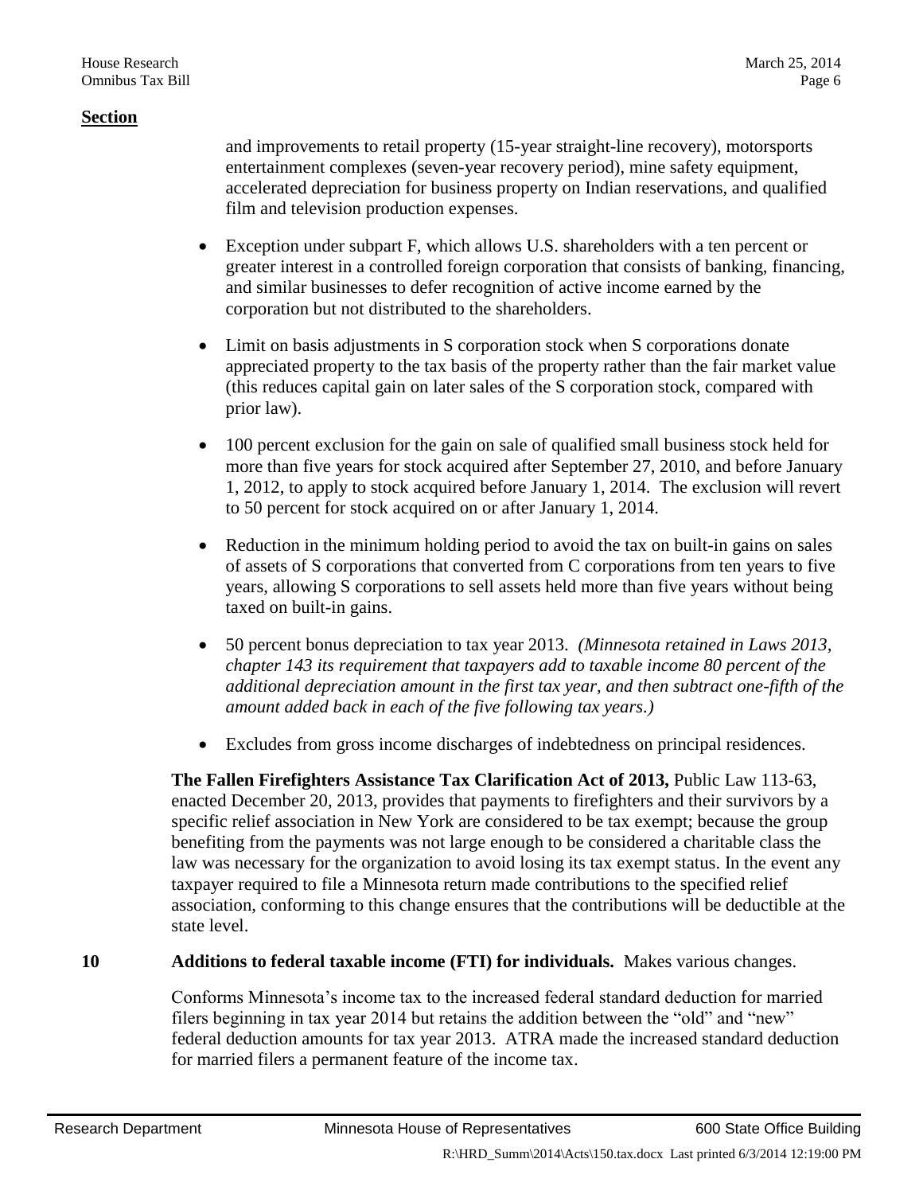**Section**

and improvements to retail property (15-year straight-line recovery), motorsports entertainment complexes (seven-year recovery period), mine safety equipment, accelerated depreciation for business property on Indian reservations, and qualified film and television production expenses.

- Exception under subpart F, which allows U.S. shareholders with a ten percent or greater interest in a controlled foreign corporation that consists of banking, financing, and similar businesses to defer recognition of active income earned by the corporation but not distributed to the shareholders.
- Limit on basis adjustments in S corporation stock when S corporations donate appreciated property to the tax basis of the property rather than the fair market value (this reduces capital gain on later sales of the S corporation stock, compared with prior law).
- 100 percent exclusion for the gain on sale of qualified small business stock held for more than five years for stock acquired after September 27, 2010, and before January 1, 2012, to apply to stock acquired before January 1, 2014. The exclusion will revert to 50 percent for stock acquired on or after January 1, 2014.
- Reduction in the minimum holding period to avoid the tax on built-in gains on sales of assets of S corporations that converted from C corporations from ten years to five years, allowing S corporations to sell assets held more than five years without being taxed on built-in gains.
- 50 percent bonus depreciation to tax year 2013. *(Minnesota retained in Laws 2013, chapter 143 its requirement that taxpayers add to taxable income 80 percent of the additional depreciation amount in the first tax year, and then subtract one-fifth of the amount added back in each of the five following tax years.)*
- Excludes from gross income discharges of indebtedness on principal residences.

**The Fallen Firefighters Assistance Tax Clarification Act of 2013,** Public Law 113-63, enacted December 20, 2013, provides that payments to firefighters and their survivors by a specific relief association in New York are considered to be tax exempt; because the group benefiting from the payments was not large enough to be considered a charitable class the law was necessary for the organization to avoid losing its tax exempt status. In the event any taxpayer required to file a Minnesota return made contributions to the specified relief association, conforming to this change ensures that the contributions will be deductible at the state level.

**10 Additions to federal taxable income (FTI) for individuals.** Makes various changes.

Conforms Minnesota's income tax to the increased federal standard deduction for married filers beginning in tax year 2014 but retains the addition between the "old" and "new" federal deduction amounts for tax year 2013. ATRA made the increased standard deduction for married filers a permanent feature of the income tax.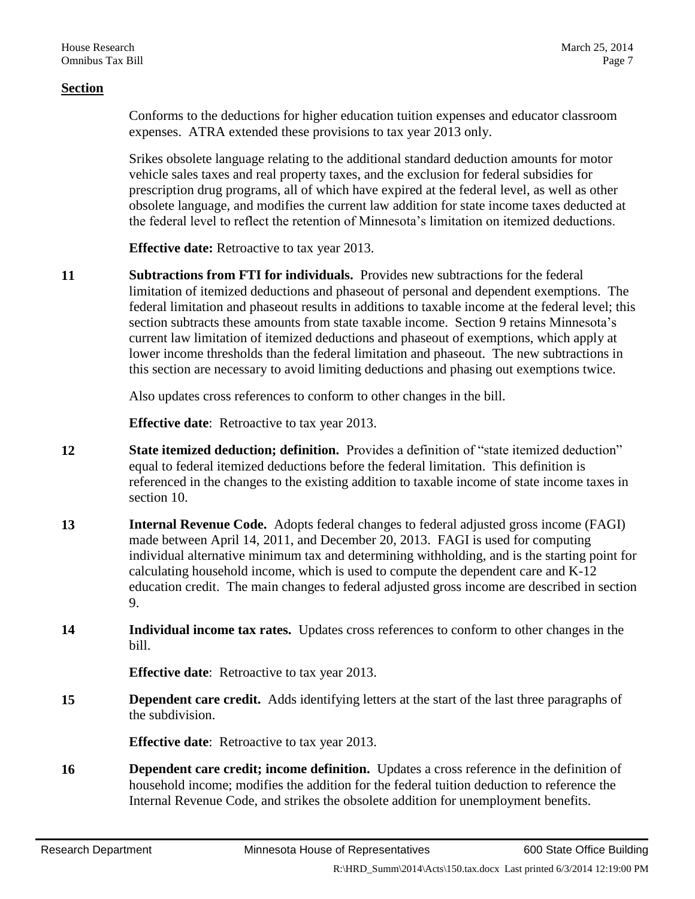**Section**

Conforms to the deductions for higher education tuition expenses and educator classroom expenses. ATRA extended these provisions to tax year 2013 only.

Srikes obsolete language relating to the additional standard deduction amounts for motor vehicle sales taxes and real property taxes, and the exclusion for federal subsidies for prescription drug programs, all of which have expired at the federal level, as well as other obsolete language, and modifies the current law addition for state income taxes deducted at the federal level to reflect the retention of Minnesota's limitation on itemized deductions.

**Effective date:** Retroactive to tax year 2013.

**11** **Subtractions from FTI for individuals.** Provides new subtractions for the federal limitation of itemized deductions and phaseout of personal and dependent exemptions. The federal limitation and phaseout results in additions to taxable income at the federal level; this section subtracts these amounts from state taxable income. Section 9 retains Minnesota's current law limitation of itemized deductions and phaseout of exemptions, which apply at lower income thresholds than the federal limitation and phaseout. The new subtractions in this section are necessary to avoid limiting deductions and phasing out exemptions twice.

Also updates cross references to conform to other changes in the bill.

**Effective date**: Retroactive to tax year 2013.

**12** **State itemized deduction; definition.** Provides a definition of "state itemized deduction" equal to federal itemized deductions before the federal limitation. This definition is referenced in the changes to the existing addition to taxable income of state income taxes in section 10.

**13** **Internal Revenue Code.** Adopts federal changes to federal adjusted gross income (FAGI) made between April 14, 2011, and December 20, 2013. FAGI is used for computing individual alternative minimum tax and determining withholding, and is the starting point for calculating household income, which is used to compute the dependent care and K-12 education credit. The main changes to federal adjusted gross income are described in section 9.

**14** **Individual income tax rates.** Updates cross references to conform to other changes in the bill.

**Effective date**: Retroactive to tax year 2013.

**15** **Dependent care credit.** Adds identifying letters at the start of the last three paragraphs of the subdivision.

**Effective date**: Retroactive to tax year 2013.

**16** **Dependent care credit; income definition.** Updates a cross reference in the definition of household income; modifies the addition for the federal tuition deduction to reference the Internal Revenue Code, and strikes the obsolete addition for unemployment benefits.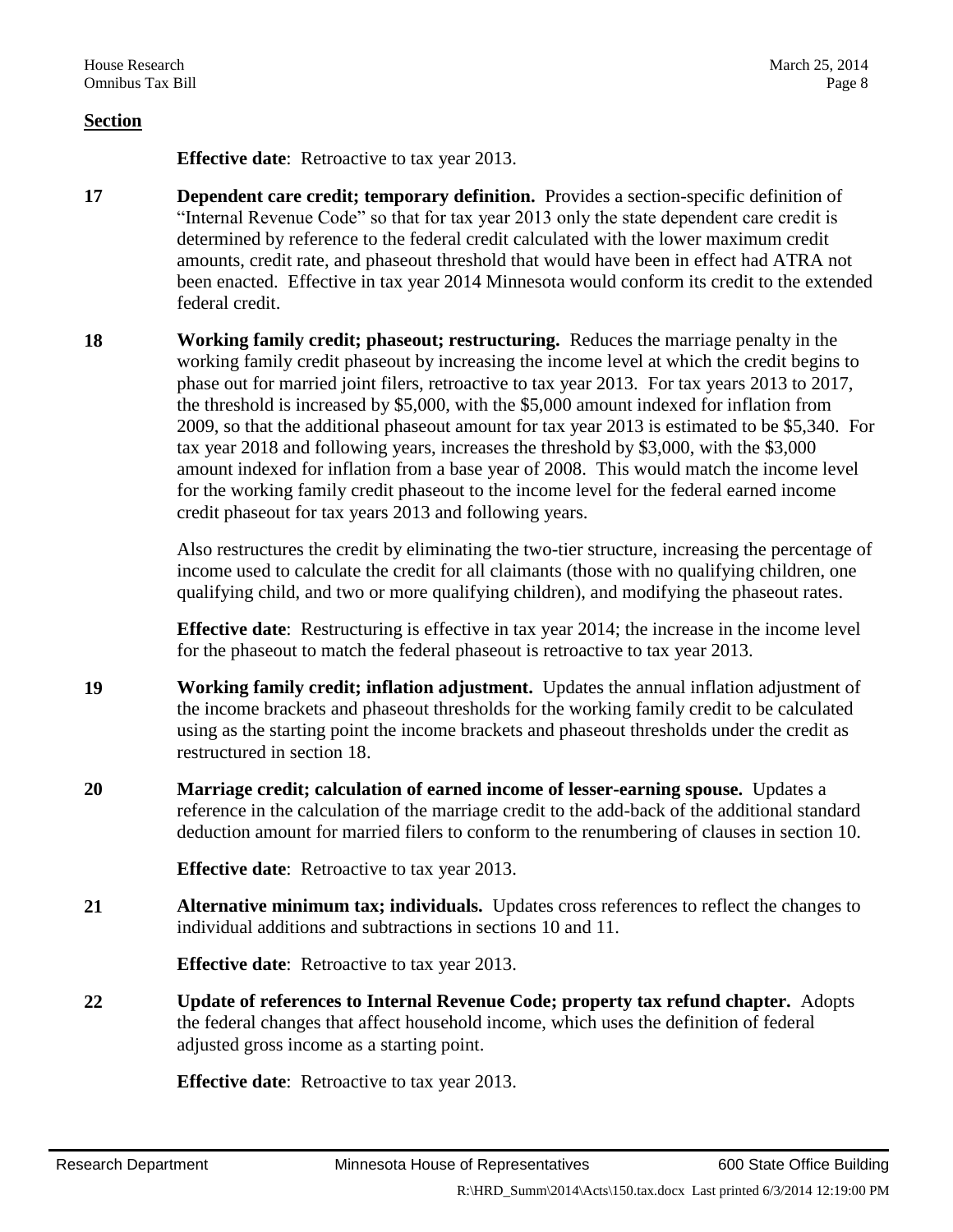**Section**

**Effective date**: Retroactive to tax year 2013.

**17** **Dependent care credit; temporary definition.** Provides a section-specific definition of "Internal Revenue Code" so that for tax year 2013 only the state dependent care credit is determined by reference to the federal credit calculated with the lower maximum credit amounts, credit rate, and phaseout threshold that would have been in effect had ATRA not been enacted. Effective in tax year 2014 Minnesota would conform its credit to the extended federal credit.

**18** **Working family credit; phaseout; restructuring.** Reduces the marriage penalty in the working family credit phaseout by increasing the income level at which the credit begins to phase out for married joint filers, retroactive to tax year 2013. For tax years 2013 to 2017, the threshold is increased by $5,000, with the $5,000 amount indexed for inflation from 2009, so that the additional phaseout amount for tax year 2013 is estimated to be $5,340. For tax year 2018 and following years, increases the threshold by $3,000, with the $3,000 amount indexed for inflation from a base year of 2008. This would match the income level for the working family credit phaseout to the income level for the federal earned income credit phaseout for tax years 2013 and following years.

Also restructures the credit by eliminating the two-tier structure, increasing the percentage of income used to calculate the credit for all claimants (those with no qualifying children, one qualifying child, and two or more qualifying children), and modifying the phaseout rates.

**Effective date**: Restructuring is effective in tax year 2014; the increase in the income level for the phaseout to match the federal phaseout is retroactive to tax year 2013.

**19** **Working family credit; inflation adjustment.** Updates the annual inflation adjustment of the income brackets and phaseout thresholds for the working family credit to be calculated using as the starting point the income brackets and phaseout thresholds under the credit as restructured in section 18.

**20** **Marriage credit; calculation of earned income of lesser-earning spouse.** Updates a reference in the calculation of the marriage credit to the add-back of the additional standard deduction amount for married filers to conform to the renumbering of clauses in section 10.

**Effective date**: Retroactive to tax year 2013.

**21** **Alternative minimum tax; individuals.** Updates cross references to reflect the changes to individual additions and subtractions in sections 10 and 11.

**Effective date**: Retroactive to tax year 2013.

**22** **Update of references to Internal Revenue Code; property tax refund chapter.** Adopts the federal changes that affect household income, which uses the definition of federal adjusted gross income as a starting point.

**Effective date**: Retroactive to tax year 2013.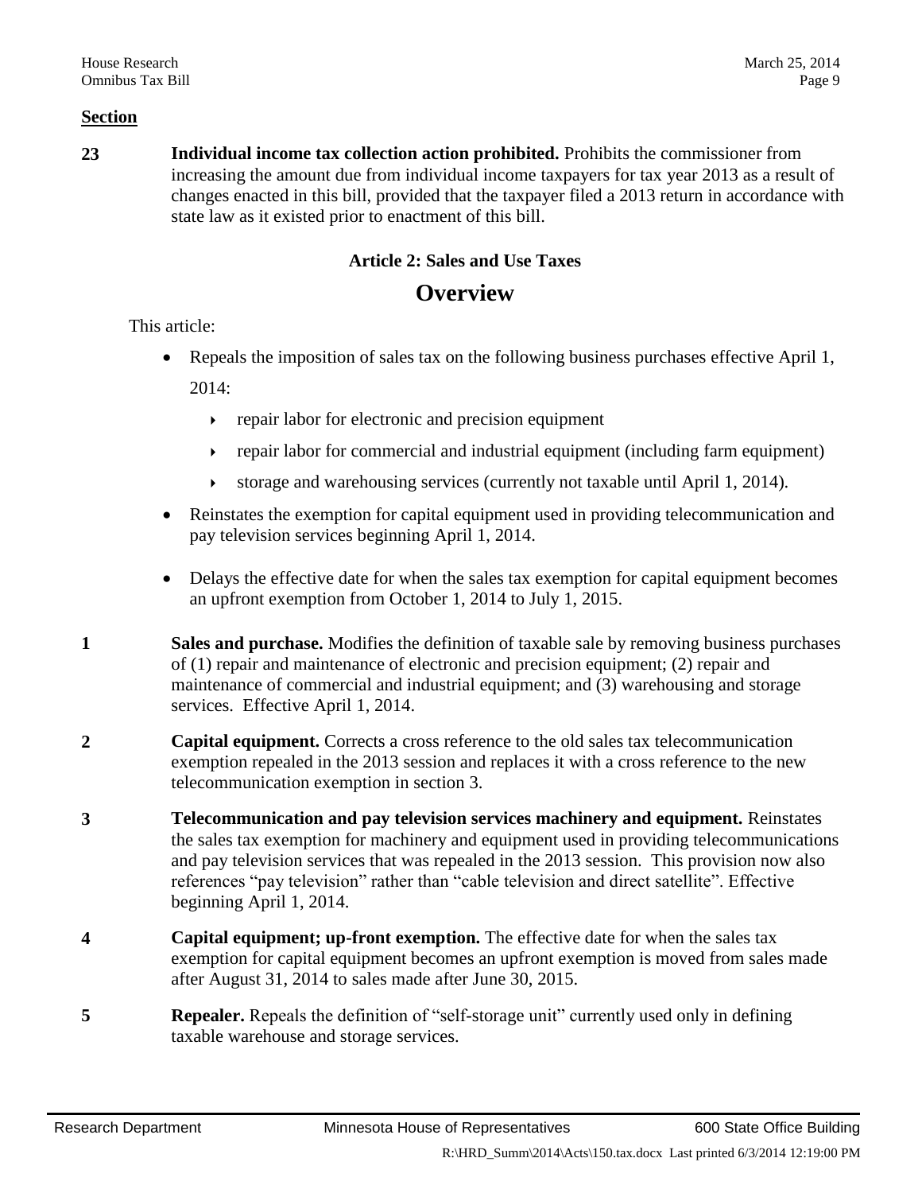**Section**

**23** **Individual income tax collection action prohibited.** Prohibits the commissioner from increasing the amount due from individual income taxpayers for tax year 2013 as a result of changes enacted in this bill, provided that the taxpayer filed a 2013 return in accordance with state law as it existed prior to enactment of this bill.

### Article 2: Sales and Use Taxes

## Overview

This article:

- Repeals the imposition of sales tax on the following business purchases effective April 1, 2014:
  - repair labor for electronic and precision equipment
  - repair labor for commercial and industrial equipment (including farm equipment)
  - storage and warehousing services (currently not taxable until April 1, 2014).
- Reinstates the exemption for capital equipment used in providing telecommunication and pay television services beginning April 1, 2014.
- Delays the effective date for when the sales tax exemption for capital equipment becomes an upfront exemption from October 1, 2014 to July 1, 2015.

**1** **Sales and purchase.** Modifies the definition of taxable sale by removing business purchases of (1) repair and maintenance of electronic and precision equipment; (2) repair and maintenance of commercial and industrial equipment; and (3) warehousing and storage services. Effective April 1, 2014.

**2** **Capital equipment.** Corrects a cross reference to the old sales tax telecommunication exemption repealed in the 2013 session and replaces it with a cross reference to the new telecommunication exemption in section 3.

**3** **Telecommunication and pay television services machinery and equipment.** Reinstates the sales tax exemption for machinery and equipment used in providing telecommunications and pay television services that was repealed in the 2013 session. This provision now also references "pay television" rather than "cable television and direct satellite". Effective beginning April 1, 2014.

**4** **Capital equipment; up-front exemption.** The effective date for when the sales tax exemption for capital equipment becomes an upfront exemption is moved from sales made after August 31, 2014 to sales made after June 30, 2015.

**5** **Repealer.** Repeals the definition of "self-storage unit" currently used only in defining taxable warehouse and storage services.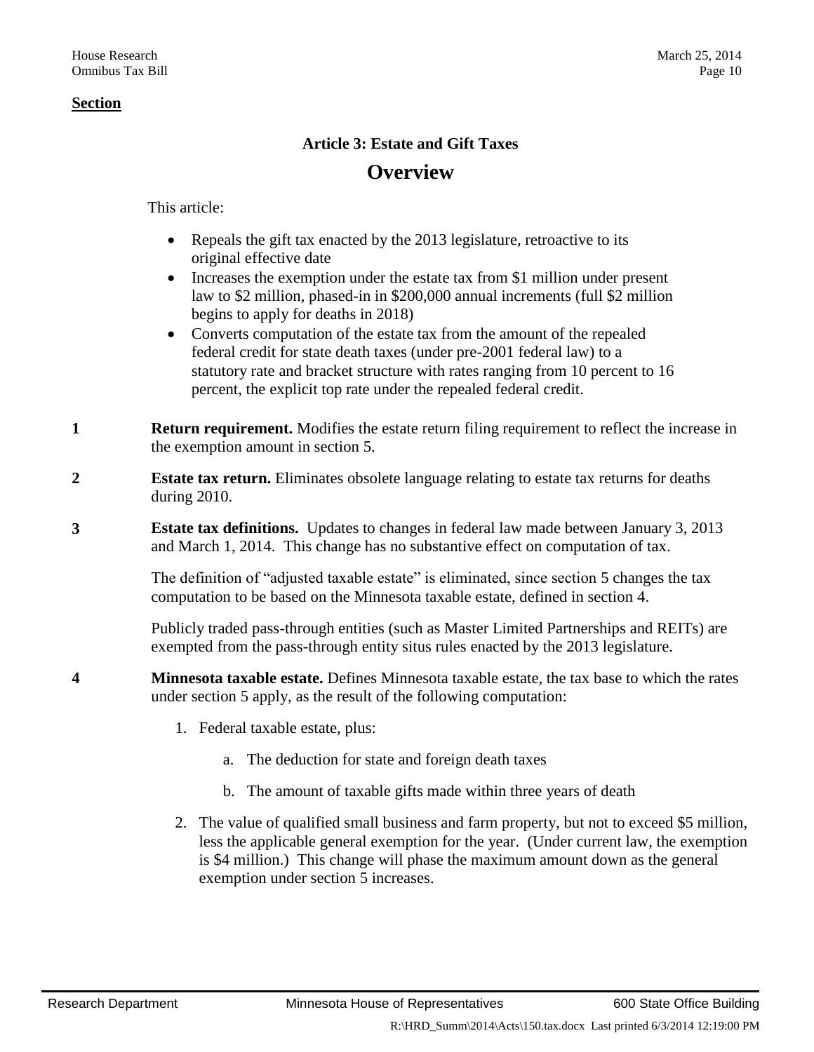**Section**

### Article 3: Estate and Gift Taxes

## Overview

This article:

- Repeals the gift tax enacted by the 2013 legislature, retroactive to its original effective date
- Increases the exemption under the estate tax from $1 million under present law to $2 million, phased-in in $200,000 annual increments (full $2 million begins to apply for deaths in 2018)
- Converts computation of the estate tax from the amount of the repealed federal credit for state death taxes (under pre-2001 federal law) to a statutory rate and bracket structure with rates ranging from 10 percent to 16 percent, the explicit top rate under the repealed federal credit.

**1** **Return requirement.** Modifies the estate return filing requirement to reflect the increase in the exemption amount in section 5.

**2** **Estate tax return.** Eliminates obsolete language relating to estate tax returns for deaths during 2010.

**3** **Estate tax definitions.** Updates to changes in federal law made between January 3, 2013 and March 1, 2014. This change has no substantive effect on computation of tax.

The definition of "adjusted taxable estate" is eliminated, since section 5 changes the tax computation to be based on the Minnesota taxable estate, defined in section 4.

Publicly traded pass-through entities (such as Master Limited Partnerships and REITs) are exempted from the pass-through entity situs rules enacted by the 2013 legislature.

**4** **Minnesota taxable estate.** Defines Minnesota taxable estate, the tax base to which the rates under section 5 apply, as the result of the following computation:

1. Federal taxable estate, plus:
   a. The deduction for state and foreign death taxes
   b. The amount of taxable gifts made within three years of death
2. The value of qualified small business and farm property, but not to exceed $5 million, less the applicable general exemption for the year. (Under current law, the exemption is $4 million.) This change will phase the maximum amount down as the general exemption under section 5 increases.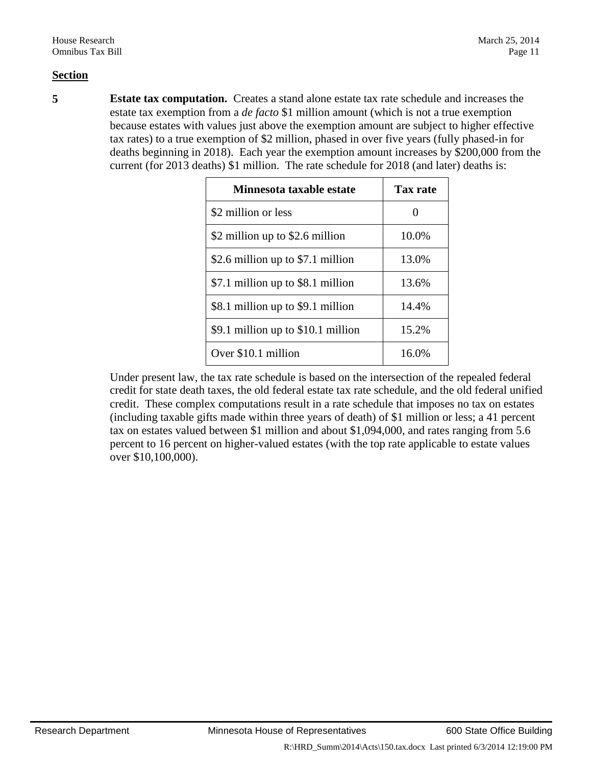**Section**

**5** **Estate tax computation.** Creates a stand alone estate tax rate schedule and increases the estate tax exemption from a *de facto* $1 million amount (which is not a true exemption because estates with values just above the exemption amount are subject to higher effective tax rates) to a true exemption of $2 million, phased in over five years (fully phased-in for deaths beginning in 2018). Each year the exemption amount increases by $200,000 from the current (for 2013 deaths) $1 million. The rate schedule for 2018 (and later) deaths is:

| Minnesota taxable estate | Tax rate |
|---|---|
| $2 million or less | 0 |
| $2 million up to $2.6 million | 10.0% |
| $2.6 million up to $7.1 million | 13.0% |
| $7.1 million up to $8.1 million | 13.6% |
| $8.1 million up to $9.1 million | 14.4% |
| $9.1 million up to $10.1 million | 15.2% |
| Over $10.1 million | 16.0% |

Under present law, the tax rate schedule is based on the intersection of the repealed federal credit for state death taxes, the old federal estate tax rate schedule, and the old federal unified credit. These complex computations result in a rate schedule that imposes no tax on estates (including taxable gifts made within three years of death) of $1 million or less; a 41 percent tax on estates valued between $1 million and about $1,094,000, and rates ranging from 5.6 percent to 16 percent on higher-valued estates (with the top rate applicable to estate values over $10,100,000).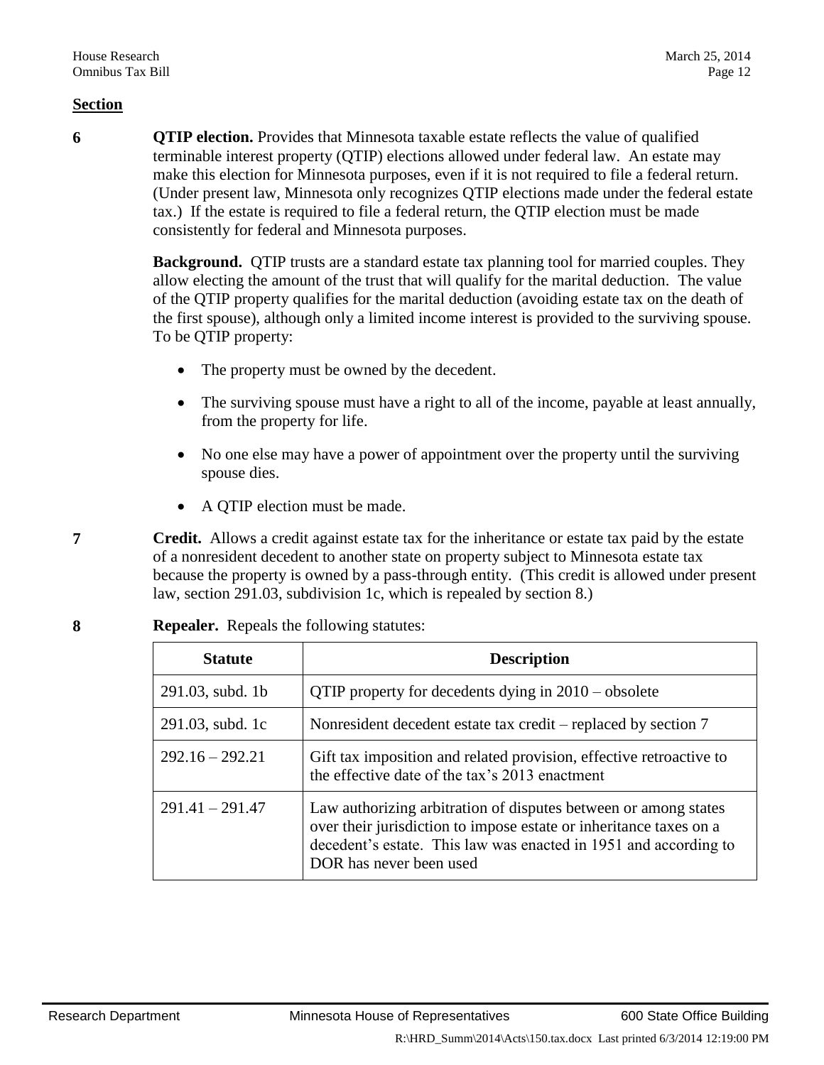**Section**

**6** **QTIP election.** Provides that Minnesota taxable estate reflects the value of qualified terminable interest property (QTIP) elections allowed under federal law. An estate may make this election for Minnesota purposes, even if it is not required to file a federal return. (Under present law, Minnesota only recognizes QTIP elections made under the federal estate tax.) If the estate is required to file a federal return, the QTIP election must be made consistently for federal and Minnesota purposes.

**Background.** QTIP trusts are a standard estate tax planning tool for married couples. They allow electing the amount of the trust that will qualify for the marital deduction. The value of the QTIP property qualifies for the marital deduction (avoiding estate tax on the death of the first spouse), although only a limited income interest is provided to the surviving spouse. To be QTIP property:

- The property must be owned by the decedent.
- The surviving spouse must have a right to all of the income, payable at least annually, from the property for life.
- No one else may have a power of appointment over the property until the surviving spouse dies.
- A QTIP election must be made.

**7** **Credit.** Allows a credit against estate tax for the inheritance or estate tax paid by the estate of a nonresident decedent to another state on property subject to Minnesota estate tax because the property is owned by a pass-through entity. (This credit is allowed under present law, section 291.03, subdivision 1c, which is repealed by section 8.)

**8** **Repealer.** Repeals the following statutes:

| Statute | Description |
| --- | --- |
| 291.03, subd. 1b | QTIP property for decedents dying in 2010 – obsolete |
| 291.03, subd. 1c | Nonresident decedent estate tax credit – replaced by section 7 |
| 292.16 – 292.21 | Gift tax imposition and related provision, effective retroactive to the effective date of the tax's 2013 enactment |
| 291.41 – 291.47 | Law authorizing arbitration of disputes between or among states over their jurisdiction to impose estate or inheritance taxes on a decedent's estate. This law was enacted in 1951 and according to DOR has never been used |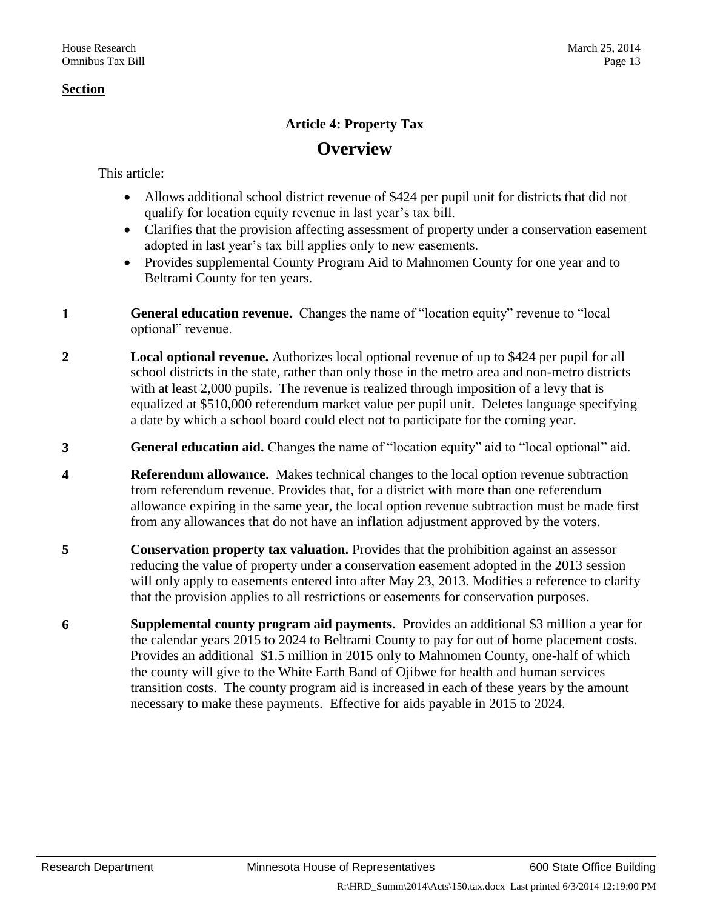**Section**

## Article 4: Property Tax

# Overview

This article:

- Allows additional school district revenue of $424 per pupil unit for districts that did not qualify for location equity revenue in last year's tax bill.
- Clarifies that the provision affecting assessment of property under a conservation easement adopted in last year's tax bill applies only to new easements.
- Provides supplemental County Program Aid to Mahnomen County for one year and to Beltrami County for ten years.

**1** **General education revenue.** Changes the name of "location equity" revenue to "local optional" revenue.

**2** **Local optional revenue.** Authorizes local optional revenue of up to $424 per pupil for all school districts in the state, rather than only those in the metro area and non-metro districts with at least 2,000 pupils. The revenue is realized through imposition of a levy that is equalized at $510,000 referendum market value per pupil unit. Deletes language specifying a date by which a school board could elect not to participate for the coming year.

**3** **General education aid.** Changes the name of "location equity" aid to "local optional" aid.

**4** **Referendum allowance.** Makes technical changes to the local option revenue subtraction from referendum revenue. Provides that, for a district with more than one referendum allowance expiring in the same year, the local option revenue subtraction must be made first from any allowances that do not have an inflation adjustment approved by the voters.

**5** **Conservation property tax valuation.** Provides that the prohibition against an assessor reducing the value of property under a conservation easement adopted in the 2013 session will only apply to easements entered into after May 23, 2013. Modifies a reference to clarify that the provision applies to all restrictions or easements for conservation purposes.

**6** **Supplemental county program aid payments.** Provides an additional $3 million a year for the calendar years 2015 to 2024 to Beltrami County to pay for out of home placement costs. Provides an additional $1.5 million in 2015 only to Mahnomen County, one-half of which the county will give to the White Earth Band of Ojibwe for health and human services transition costs. The county program aid is increased in each of these years by the amount necessary to make these payments. Effective for aids payable in 2015 to 2024.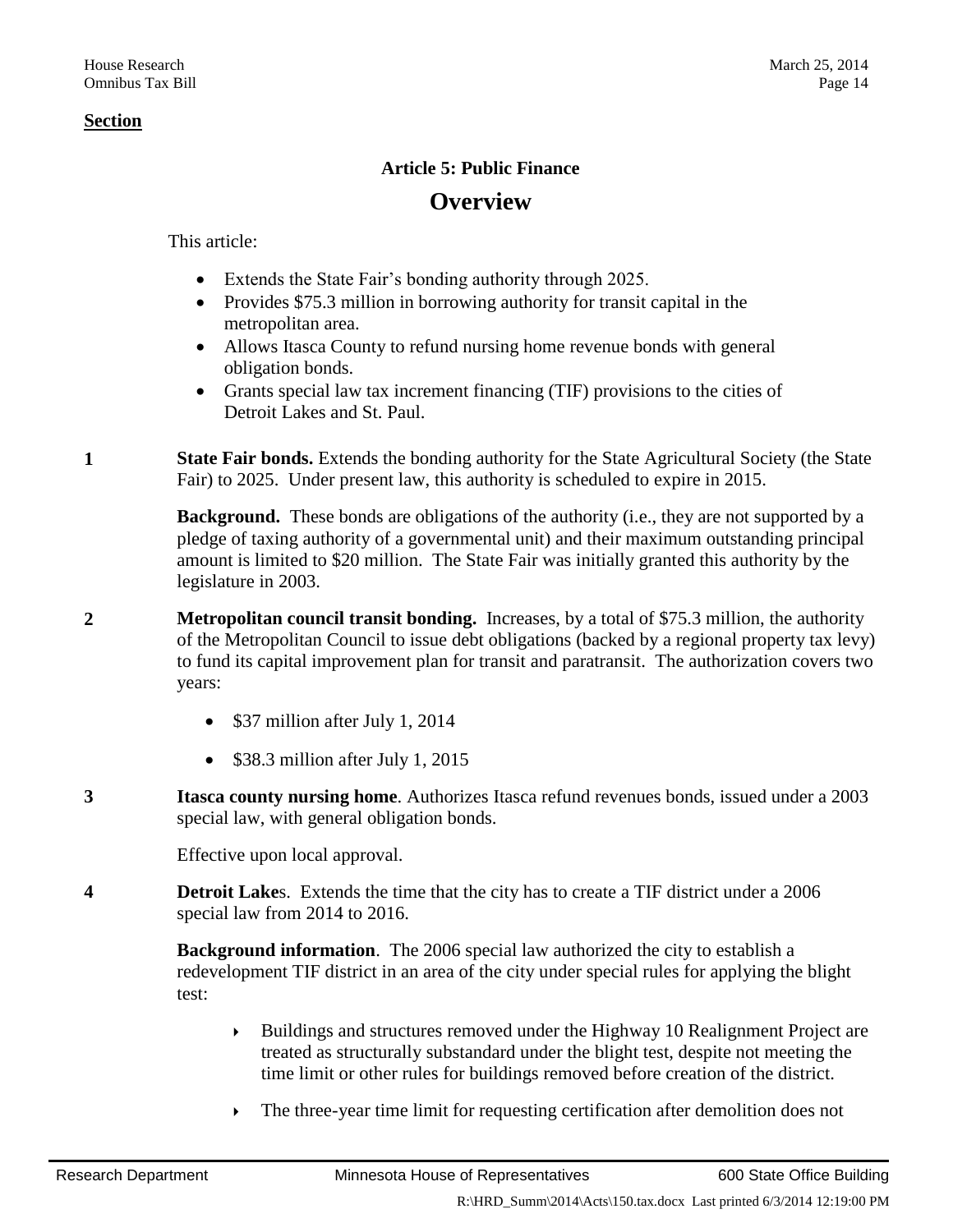**Section**

### Article 5: Public Finance

## Overview

This article:

- Extends the State Fair's bonding authority through 2025.
- Provides $75.3 million in borrowing authority for transit capital in the metropolitan area.
- Allows Itasca County to refund nursing home revenue bonds with general obligation bonds.
- Grants special law tax increment financing (TIF) provisions to the cities of Detroit Lakes and St. Paul.

**1** **State Fair bonds.** Extends the bonding authority for the State Agricultural Society (the State Fair) to 2025. Under present law, this authority is scheduled to expire in 2015.

**Background.** These bonds are obligations of the authority (i.e., they are not supported by a pledge of taxing authority of a governmental unit) and their maximum outstanding principal amount is limited to $20 million. The State Fair was initially granted this authority by the legislature in 2003.

**2** **Metropolitan council transit bonding.** Increases, by a total of $75.3 million, the authority of the Metropolitan Council to issue debt obligations (backed by a regional property tax levy) to fund its capital improvement plan for transit and paratransit. The authorization covers two years:

- $37 million after July 1, 2014
- $38.3 million after July 1, 2015

**3** **Itasca county nursing home**. Authorizes Itasca refund revenues bonds, issued under a 2003 special law, with general obligation bonds.

Effective upon local approval.

**4** **Detroit Lake**s. Extends the time that the city has to create a TIF district under a 2006 special law from 2014 to 2016.

**Background information**. The 2006 special law authorized the city to establish a redevelopment TIF district in an area of the city under special rules for applying the blight test:

- Buildings and structures removed under the Highway 10 Realignment Project are treated as structurally substandard under the blight test, despite not meeting the time limit or other rules for buildings removed before creation of the district.
- The three-year time limit for requesting certification after demolition does not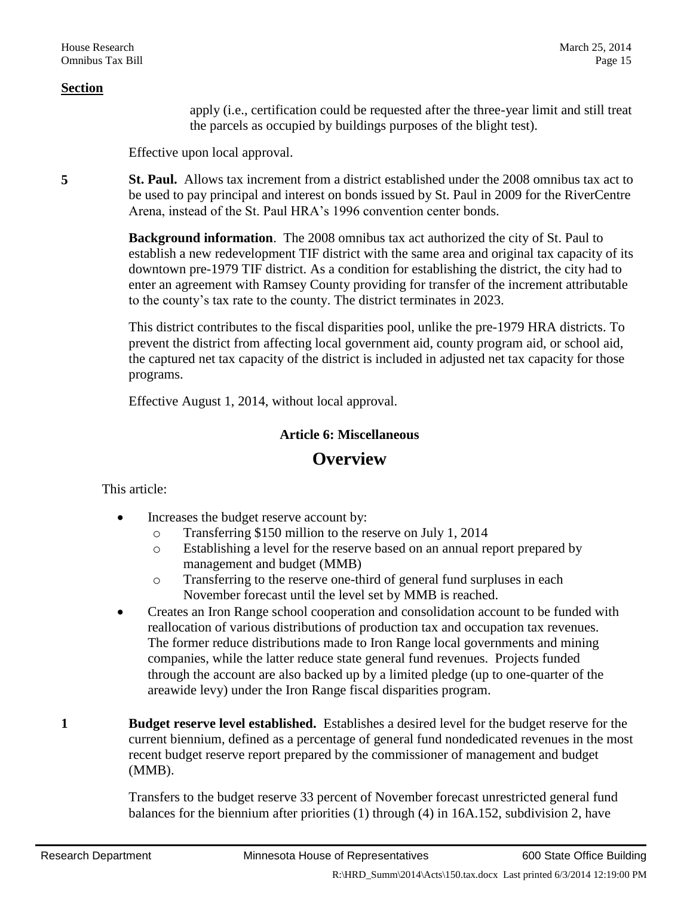**Section**

apply (i.e., certification could be requested after the three-year limit and still treat the parcels as occupied by buildings purposes of the blight test).

Effective upon local approval.

**5** **St. Paul.** Allows tax increment from a district established under the 2008 omnibus tax act to be used to pay principal and interest on bonds issued by St. Paul in 2009 for the RiverCentre Arena, instead of the St. Paul HRA's 1996 convention center bonds.

**Background information**. The 2008 omnibus tax act authorized the city of St. Paul to establish a new redevelopment TIF district with the same area and original tax capacity of its downtown pre-1979 TIF district. As a condition for establishing the district, the city had to enter an agreement with Ramsey County providing for transfer of the increment attributable to the county's tax rate to the county. The district terminates in 2023.

This district contributes to the fiscal disparities pool, unlike the pre-1979 HRA districts. To prevent the district from affecting local government aid, county program aid, or school aid, the captured net tax capacity of the district is included in adjusted net tax capacity for those programs.

Effective August 1, 2014, without local approval.

### Article 6: Miscellaneous

## Overview

This article:

- Increases the budget reserve account by:
  - Transferring $150 million to the reserve on July 1, 2014
  - Establishing a level for the reserve based on an annual report prepared by management and budget (MMB)
  - Transferring to the reserve one-third of general fund surpluses in each November forecast until the level set by MMB is reached.
- Creates an Iron Range school cooperation and consolidation account to be funded with reallocation of various distributions of production tax and occupation tax revenues. The former reduce distributions made to Iron Range local governments and mining companies, while the latter reduce state general fund revenues. Projects funded through the account are also backed up by a limited pledge (up to one-quarter of the areawide levy) under the Iron Range fiscal disparities program.

**1** **Budget reserve level established.** Establishes a desired level for the budget reserve for the current biennium, defined as a percentage of general fund nondedicated revenues in the most recent budget reserve report prepared by the commissioner of management and budget (MMB).

Transfers to the budget reserve 33 percent of November forecast unrestricted general fund balances for the biennium after priorities (1) through (4) in 16A.152, subdivision 2, have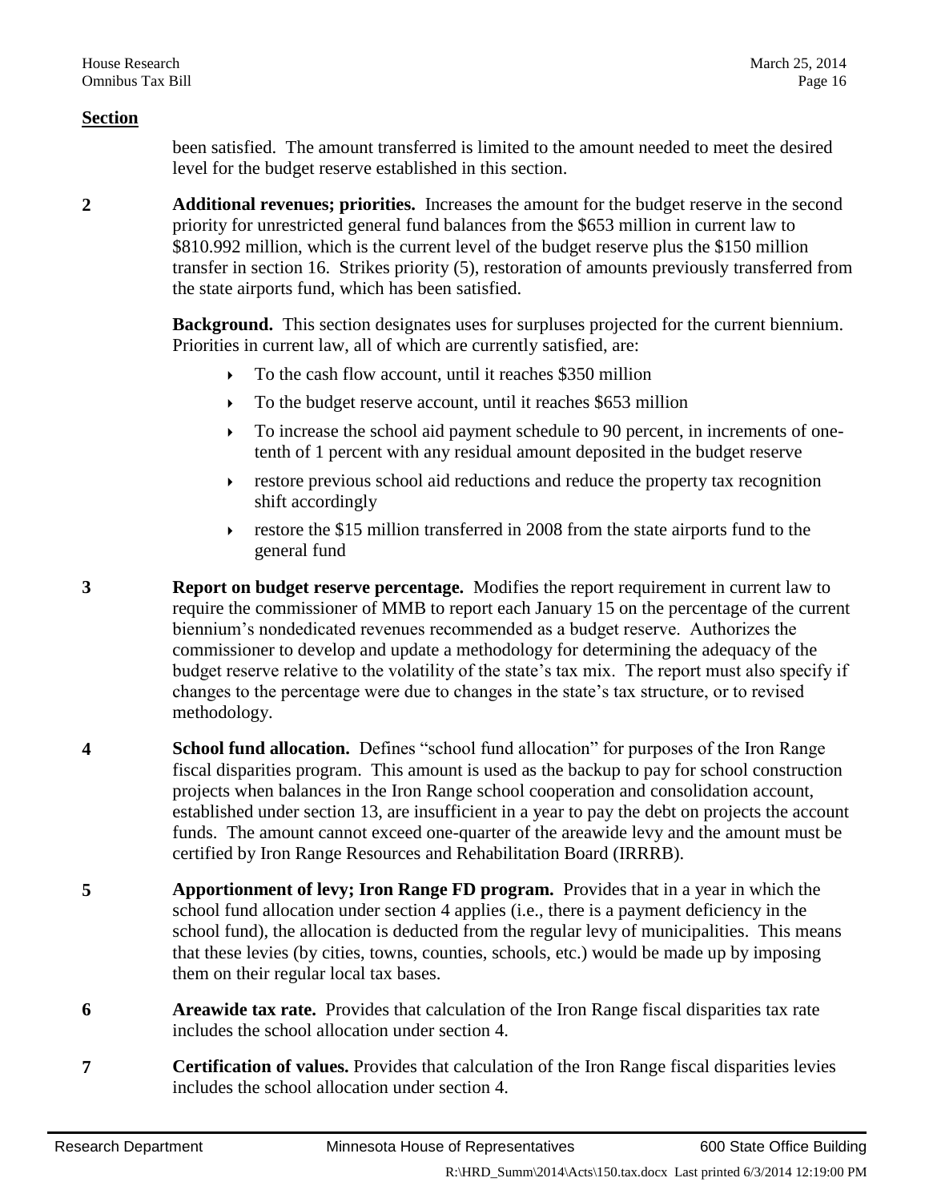**Section**

been satisfied. The amount transferred is limited to the amount needed to meet the desired level for the budget reserve established in this section.

**2** **Additional revenues; priorities.** Increases the amount for the budget reserve in the second priority for unrestricted general fund balances from the $653 million in current law to $810.992 million, which is the current level of the budget reserve plus the $150 million transfer in section 16. Strikes priority (5), restoration of amounts previously transferred from the state airports fund, which has been satisfied.

**Background.** This section designates uses for surpluses projected for the current biennium. Priorities in current law, all of which are currently satisfied, are:

- To the cash flow account, until it reaches $350 million
- To the budget reserve account, until it reaches $653 million
- To increase the school aid payment schedule to 90 percent, in increments of one-tenth of 1 percent with any residual amount deposited in the budget reserve
- restore previous school aid reductions and reduce the property tax recognition shift accordingly
- restore the $15 million transferred in 2008 from the state airports fund to the general fund

**3** **Report on budget reserve percentage.** Modifies the report requirement in current law to require the commissioner of MMB to report each January 15 on the percentage of the current biennium's nondedicated revenues recommended as a budget reserve. Authorizes the commissioner to develop and update a methodology for determining the adequacy of the budget reserve relative to the volatility of the state's tax mix. The report must also specify if changes to the percentage were due to changes in the state's tax structure, or to revised methodology.

**4** **School fund allocation.** Defines "school fund allocation" for purposes of the Iron Range fiscal disparities program. This amount is used as the backup to pay for school construction projects when balances in the Iron Range school cooperation and consolidation account, established under section 13, are insufficient in a year to pay the debt on projects the account funds. The amount cannot exceed one-quarter of the areawide levy and the amount must be certified by Iron Range Resources and Rehabilitation Board (IRRRB).

**5** **Apportionment of levy; Iron Range FD program.** Provides that in a year in which the school fund allocation under section 4 applies (i.e., there is a payment deficiency in the school fund), the allocation is deducted from the regular levy of municipalities. This means that these levies (by cities, towns, counties, schools, etc.) would be made up by imposing them on their regular local tax bases.

**6** **Areawide tax rate.** Provides that calculation of the Iron Range fiscal disparities tax rate includes the school allocation under section 4.

**7** **Certification of values.** Provides that calculation of the Iron Range fiscal disparities levies includes the school allocation under section 4.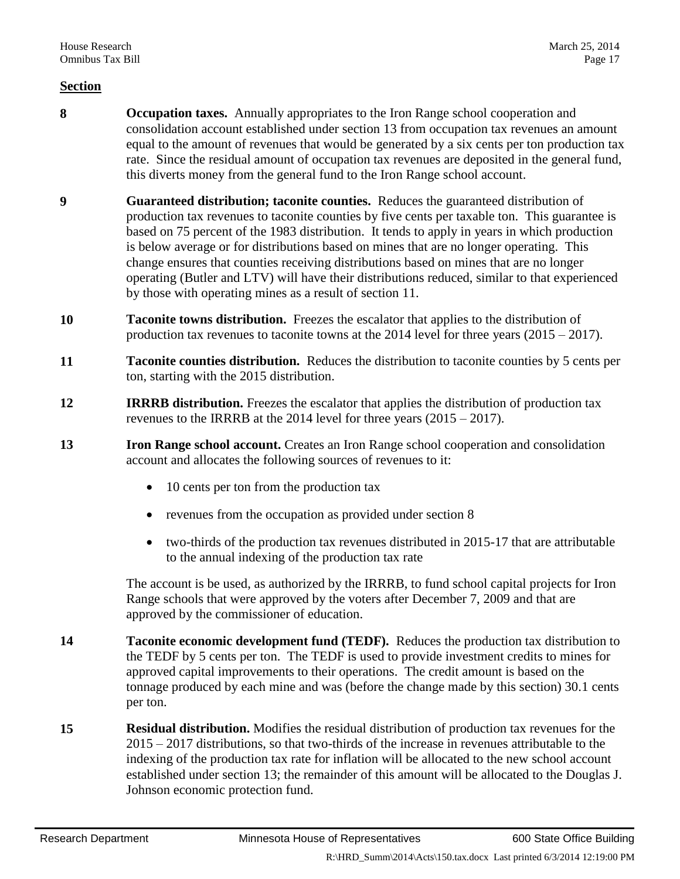**Section**

**8** **Occupation taxes.** Annually appropriates to the Iron Range school cooperation and consolidation account established under section 13 from occupation tax revenues an amount equal to the amount of revenues that would be generated by a six cents per ton production tax rate. Since the residual amount of occupation tax revenues are deposited in the general fund, this diverts money from the general fund to the Iron Range school account.

**9** **Guaranteed distribution; taconite counties.** Reduces the guaranteed distribution of production tax revenues to taconite counties by five cents per taxable ton. This guarantee is based on 75 percent of the 1983 distribution. It tends to apply in years in which production is below average or for distributions based on mines that are no longer operating. This change ensures that counties receiving distributions based on mines that are no longer operating (Butler and LTV) will have their distributions reduced, similar to that experienced by those with operating mines as a result of section 11.

**10** **Taconite towns distribution.** Freezes the escalator that applies to the distribution of production tax revenues to taconite towns at the 2014 level for three years (2015 – 2017).

**11** **Taconite counties distribution.** Reduces the distribution to taconite counties by 5 cents per ton, starting with the 2015 distribution.

**12** **IRRRB distribution.** Freezes the escalator that applies the distribution of production tax revenues to the IRRRB at the 2014 level for three years (2015 – 2017).

**13** **Iron Range school account.** Creates an Iron Range school cooperation and consolidation account and allocates the following sources of revenues to it:

- 10 cents per ton from the production tax
- revenues from the occupation as provided under section 8
- two-thirds of the production tax revenues distributed in 2015-17 that are attributable to the annual indexing of the production tax rate

The account is be used, as authorized by the IRRRB, to fund school capital projects for Iron Range schools that were approved by the voters after December 7, 2009 and that are approved by the commissioner of education.

**14** **Taconite economic development fund (TEDF).** Reduces the production tax distribution to the TEDF by 5 cents per ton. The TEDF is used to provide investment credits to mines for approved capital improvements to their operations. The credit amount is based on the tonnage produced by each mine and was (before the change made by this section) 30.1 cents per ton.

**15** **Residual distribution.** Modifies the residual distribution of production tax revenues for the 2015 – 2017 distributions, so that two-thirds of the increase in revenues attributable to the indexing of the production tax rate for inflation will be allocated to the new school account established under section 13; the remainder of this amount will be allocated to the Douglas J. Johnson economic protection fund.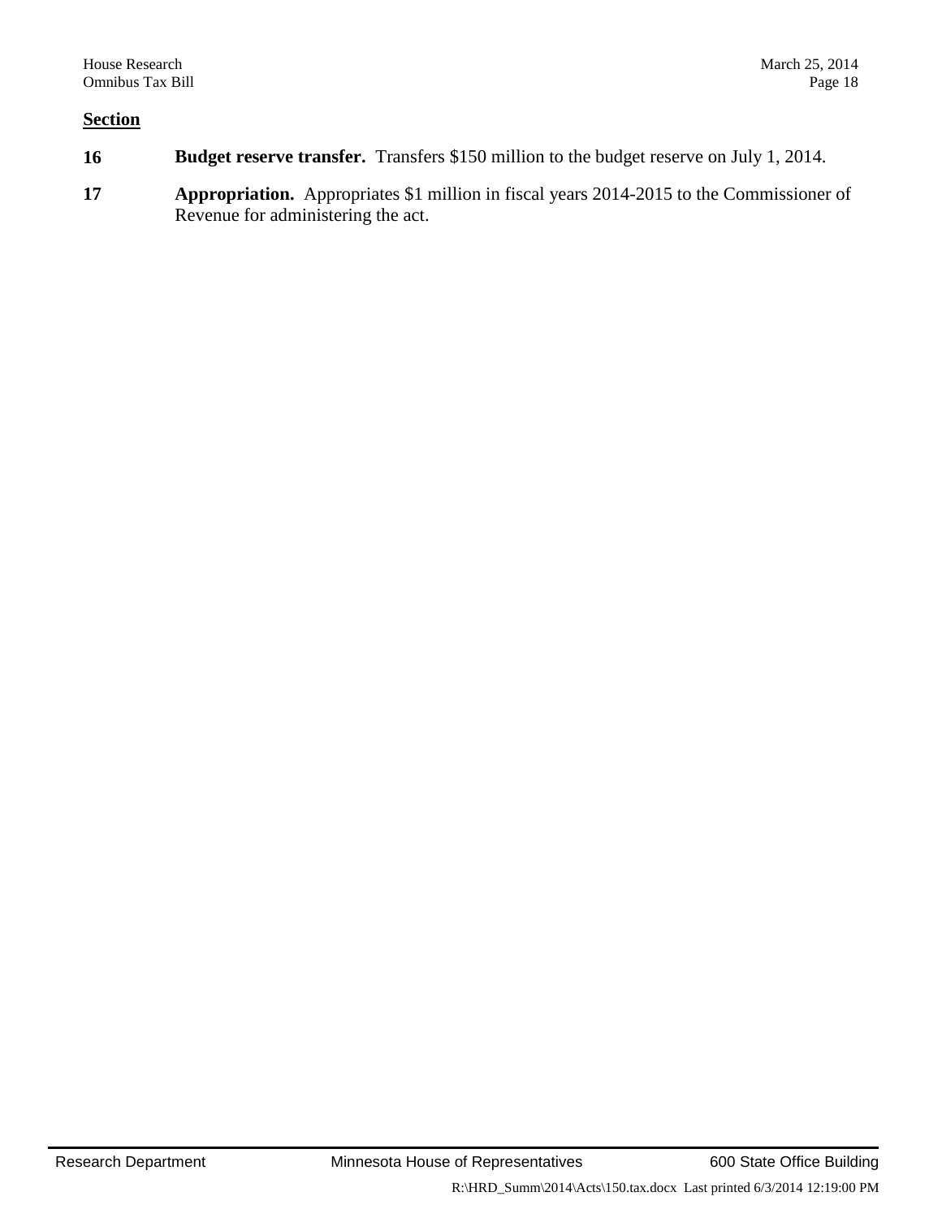**Section**

| | |
|---|---|
| **16** | **Budget reserve transfer.** Transfers $150 million to the budget reserve on July 1, 2014. |
| **17** | **Appropriation.** Appropriates $1 million in fiscal years 2014-2015 to the Commissioner of Revenue for administering the act. |